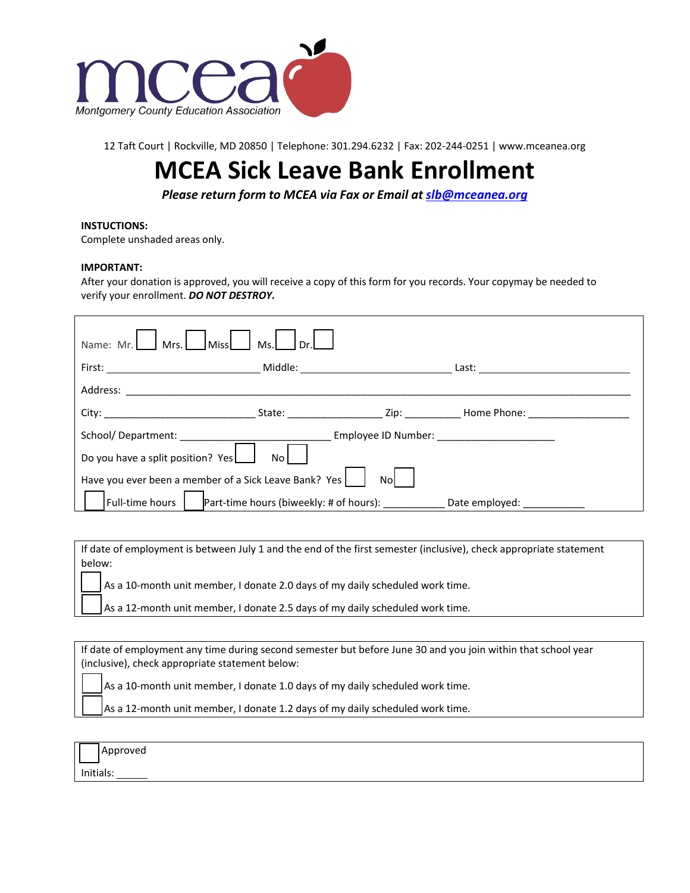mcea
Montgomery County Education Association

12 Taft Court | Rockville, MD 20850 | Telephone: 301.294.6232 | Fax: 202-244-0251 | www.mceanea.org

# MCEA Sick Leave Bank Enrollment

***Please return form to MCEA via Fax or Email at slb@mceanea.org***

**INSTUCTIONS:**
Complete unshaded areas only.

**IMPORTANT:**
After your donation is approved, you will receive a copy of this form for you records. Your copymay be needed to verify your enrollment. ***DO NOT DESTROY.***

Name: Mr. ☐ Mrs. ☐ Miss ☐ Ms. ☐ Dr. ☐

First: ___________________________ Middle: ___________________________ Last: ___________________________

Address: ___________________________________________________________________________

City: ___________________________ State: _________________ Zip: __________ Home Phone: __________________

School/ Department: ___________________________ Employee ID Number: _____________________

Do you have a split position? Yes ☐ No ☐

Have you ever been a member of a Sick Leave Bank? Yes ☐ No ☐

☐ Full-time hours ☐ Part-time hours (biweekly: # of hours): ___________ Date employed: ___________

If date of employment is between July 1 and the end of the first semester (inclusive), check appropriate statement below:

☐ As a 10-month unit member, I donate 2.0 days of my daily scheduled work time.

☐ As a 12-month unit member, I donate 2.5 days of my daily scheduled work time.

If date of employment any time during second semester but before June 30 and you join within that school year (inclusive), check appropriate statement below:

☐ As a 10-month unit member, I donate 1.0 days of my daily scheduled work time.

☐ As a 12-month unit member, I donate 1.2 days of my daily scheduled work time.

☐ Approved

Initials: ______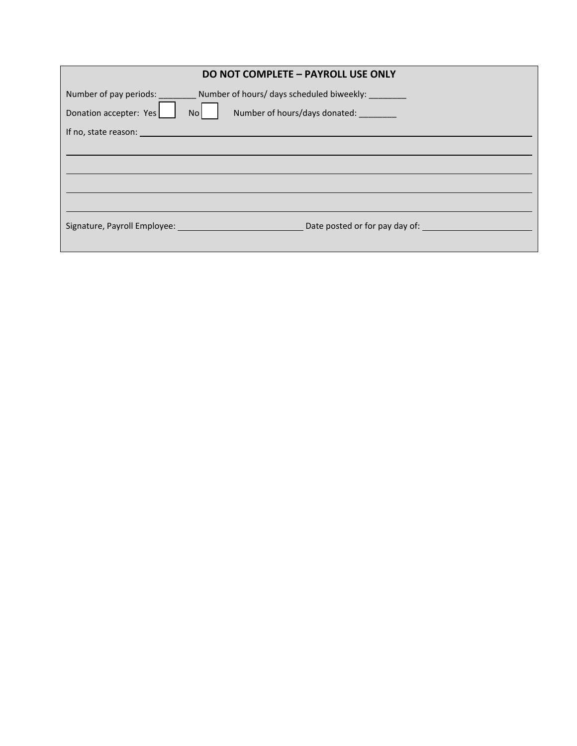**DO NOT COMPLETE – PAYROLL USE ONLY**

Number of pay periods: ________ Number of hours/ days scheduled biweekly: ________

Donation accepter: Yes ☐ No ☐ Number of hours/days donated: ________

If no, state reason: ____________________________________________

____________________________________________

____________________________________________

____________________________________________

____________________________________________

Signature, Payroll Employee: ____________________ Date posted or for pay day of: ____________________